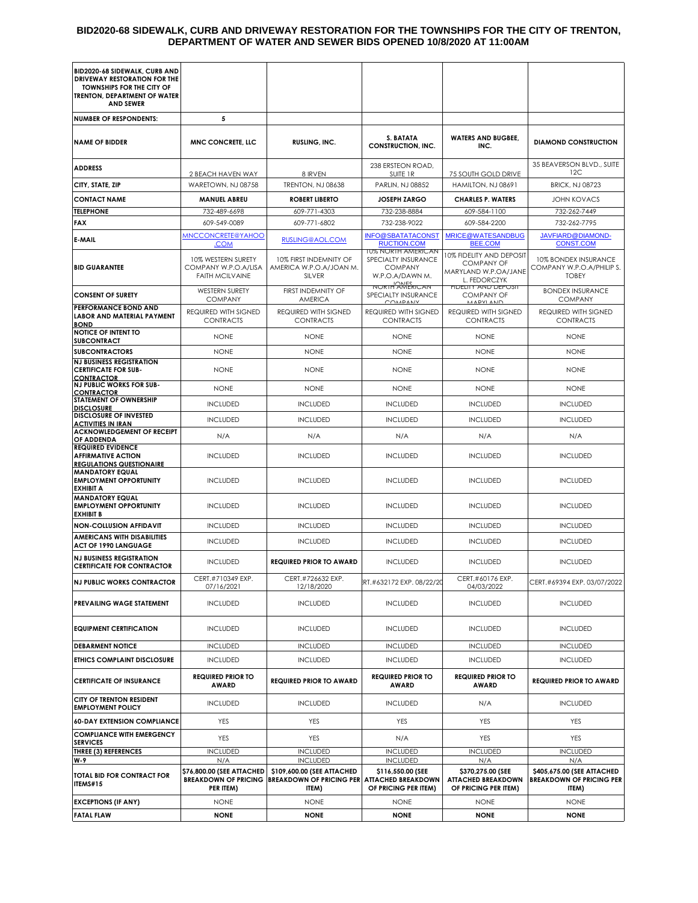# BID2020-68 SIDEWALK, CURB AND DRIVEWAY RESTORATION FOR THE TOWNSHIPS FOR THE CITY OF TRENTON, DEPARTMENT OF WATER AND SEWER BIDS OPENED 10/8/2020 AT 11:00AM

| BID2020-68 SIDEWALK, CURB AND DRIVEWAY RESTORATION FOR THE TOWNSHIPS FOR THE CITY OF TRENTON, DEPARTMENT OF WATER AND SEWER | | | | | |
|---|---|---|---|---|---|
| **NUMBER OF RESPONDENTS:** | **5** | | | | |
| **NAME OF BIDDER** | **MNC CONCRETE, LLC** | **RUSLING, INC.** | **S. BATATA CONSTRUCTION, INC.** | **WATERS AND BUGBEE, INC.** | **DIAMOND CONSTRUCTION** |
| **ADDRESS** | 2 BEACH HAVEN WAY | 8 IRVEN | 238 ERSTEON ROAD, SUITE 1R | 75 SOUTH GOLD DRIVE | 35 BEAVERSON BLVD., SUITE 12C |
| **CITY, STATE, ZIP** | WARETOWN, NJ 08758 | TRENTON, NJ 08638 | PARLIN, NJ 08852 | HAMILTON, NJ 08691 | BRICK, NJ 08723 |
| **CONTACT NAME** | **MANUEL ABREU** | **ROBERT LIBERTO** | **JOSEPH ZARGO** | **CHARLES P. WATERS** | JOHN KOVACS |
| **TELEPHONE** | 732-489-6698 | 609-771-4303 | 732-238-8884 | 609-584-1100 | 732-262-7449 |
| **FAX** | 609-549-0089 | 609-771-6802 | 732-238-9022 | 609-584-2200 | 732-262-7795 |
| **E-MAIL** | MNCCONCRETE@YAHOO.COM | RUSLING@AOL.COM | INFO@SBATATACONSTRUCTION.COM | MRICE@WATESANDBUGBEE.COM | JAVFIARD@DIAMOND-CONST.COM |
| **BID GUARANTEE** | 10% WESTERN SURETY COMPANY W.P.O.A/LISA FAITH MCILVAINE | 10% FIRST INDEMNITY OF AMERICA W.P.O.A/JOAN M. SILVER | 10% NORTH AMERICAN SPECIALTY INSURANCE COMPANY W.P.O.A/DAWN M. JONES | 10% FIDELITY AND DEPOSIT COMPANY OF MARYLAND W.P.O.A/JANE L. FEDORCZYK | 10% BONDEX INSURANCE COMPANY W.P.O.A/PHILIP S. TOBEY |
| **CONSENT OF SURETY** | WESTERN SURETY COMPANY | FIRST INDEMNITY OF AMERICA | NORTH AMERICAN SPECIALTY INSURANCE COMPANY | FIDELITY AND DEPOSIT COMPANY OF MARYLAND | BONDEX INSURANCE COMPANY |
| **PERFORMANCE BOND AND LABOR AND MATERIAL PAYMENT BOND** | REQUIRED WITH SIGNED CONTRACTS | REQUIRED WITH SIGNED CONTRACTS | REQUIRED WITH SIGNED CONTRACTS | REQUIRED WITH SIGNED CONTRACTS | REQUIRED WITH SIGNED CONTRACTS |
| **NOTICE OF INTENT TO SUBCONTRACT** | NONE | NONE | NONE | NONE | NONE |
| **SUBCONTRACTORS** | NONE | NONE | NONE | NONE | NONE |
| **NJ BUSINESS REGISTRATION CERTIFICATE FOR SUB-CONTRACTOR** | NONE | NONE | NONE | NONE | NONE |
| **NJ PUBLIC WORKS FOR SUB-CONTRACTOR** | NONE | NONE | NONE | NONE | NONE |
| **STATEMENT OF OWNERSHIP DISCLOSURE** | INCLUDED | INCLUDED | INCLUDED | INCLUDED | INCLUDED |
| **DISCLOSURE OF INVESTED ACTIVITIES IN IRAN** | INCLUDED | INCLUDED | INCLUDED | INCLUDED | INCLUDED |
| **ACKNOWLEDGEMENT OF RECEIPT OF ADDENDA** | N/A | N/A | N/A | N/A | N/A |
| **REQUIRED EVIDENCE AFFIRMATIVE ACTION REGULATIONS QUESTIONAIRE** | INCLUDED | INCLUDED | INCLUDED | INCLUDED | INCLUDED |
| **MANDATORY EQUAL EMPLOYMENT OPPORTUNITY EXHIBIT A** | INCLUDED | INCLUDED | INCLUDED | INCLUDED | INCLUDED |
| **MANDATORY EQUAL EMPLOYMENT OPPORTUNITY EXHIBIT B** | INCLUDED | INCLUDED | INCLUDED | INCLUDED | INCLUDED |
| **NON-COLLUSION AFFIDAVIT** | INCLUDED | INCLUDED | INCLUDED | INCLUDED | INCLUDED |
| **AMERICANS WITH DISABILITIES ACT OF 1990 LANGUAGE** | INCLUDED | INCLUDED | INCLUDED | INCLUDED | INCLUDED |
| **NJ BUSINESS REGISTRATION CERTIFICATE FOR CONTRACTOR** | INCLUDED | **REQUIRED PRIOR TO AWARD** | INCLUDED | INCLUDED | INCLUDED |
| **NJ PUBLIC WORKS CONTRACTOR** | CERT.#710349 EXP. 07/16/2021 | CERT.#726632 EXP. 12/18/2020 | CERT.#632172 EXP. 08/22/20 | CERT.#60176 EXP. 04/03/2022 | CERT.#69394 EXP. 03/07/2022 |
| **PREVAILING WAGE STATEMENT** | INCLUDED | INCLUDED | INCLUDED | INCLUDED | INCLUDED |
| **EQUIPMENT CERTIFICATION** | INCLUDED | INCLUDED | INCLUDED | INCLUDED | INCLUDED |
| **DEBARMENT NOTICE** | INCLUDED | INCLUDED | INCLUDED | INCLUDED | INCLUDED |
| **ETHICS COMPLAINT DISCLOSURE** | INCLUDED | INCLUDED | INCLUDED | INCLUDED | INCLUDED |
| **CERTIFICATE OF INSURANCE** | **REQUIRED PRIOR TO AWARD** | **REQUIRED PRIOR TO AWARD** | **REQUIRED PRIOR TO AWARD** | **REQUIRED PRIOR TO AWARD** | **REQUIRED PRIOR TO AWARD** |
| **CITY OF TRENTON RESIDENT EMPLOYMENT POLICY** | INCLUDED | INCLUDED | INCLUDED | N/A | INCLUDED |
| **60-DAY EXTENSION COMPLIANCE** | YES | YES | YES | YES | YES |
| **COMPLIANCE WITH EMERGENCY SERVICES** | YES | YES | N/A | YES | YES |
| **THREE (3) REFERENCES** | INCLUDED | INCLUDED | INCLUDED | INCLUDED | INCLUDED |
| **W-9** | N/A | INCLUDED | INCLUDED | N/A | N/A |
| **TOTAL BID FOR CONTRACT FOR ITEMS#15** | **$76,800.00 (SEE ATTACHED BREAKDOWN OF PRICING PER ITEM)** | **$109,600.00 (SEE ATTACHED BREAKDOWN OF PRICING PER ITEM)** | **$116,550.00 (SEE ATTACHED BREAKDOWN OF PRICING PER ITEM)** | **$370,275.00 (SEE ATTACHED BREAKDOWN OF PRICING PER ITEM)** | **$405,675.00 (SEE ATTACHED BREAKDOWN OF PRICING PER ITEM)** |
| **EXCEPTIONS (IF ANY)** | NONE | NONE | NONE | NONE | NONE |
| **FATAL FLAW** | **NONE** | **NONE** | **NONE** | **NONE** | **NONE** |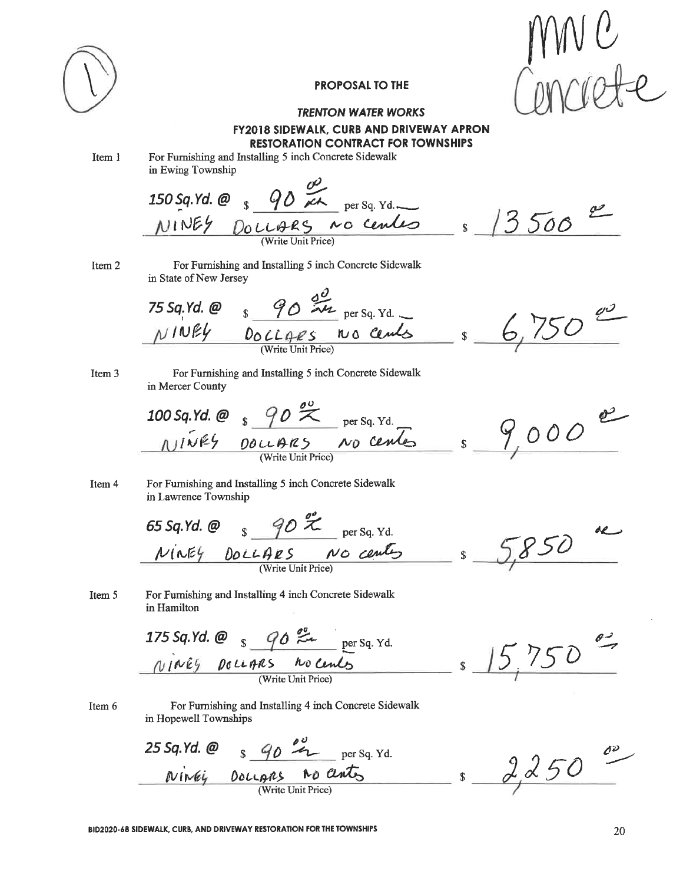(1)

MNC Concrete

**PROPOSAL TO THE**

***TRENTON WATER WORKS***

**FY2018 SIDEWALK, CURB AND DRIVEWAY APRON RESTORATION CONTRACT FOR TOWNSHIPS**

Item 1 For Furnishing and Installing 5 inch Concrete Sidewalk in Ewing Township

***150 Sq.Yd. @*** $ 90 00/xx per Sq. Yd.
NINEY DOLLARS NO Centes
(Write Unit Price) $ 13500 00

Item 2 For Furnishing and Installing 5 inch Concrete Sidewalk in State of New Jersey

***75 Sq.Yd. @*** $ 90 00/xx per Sq. Yd.
NINEY DOLLARS NO Cents
(Write Unit Price) $ 6,750 00

Item 3 For Furnishing and Installing 5 inch Concrete Sidewalk in Mercer County

***100 Sq.Yd. @*** $ 90 00/xx per Sq. Yd.
NINEY DOLLARS NO Centes
(Write Unit Price) $ 9,000 00

Item 4 For Furnishing and Installing 5 inch Concrete Sidewalk in Lawrence Township

***65 Sq.Yd. @*** $ 90 00/xx per Sq. Yd.
NINEY DOLLARS NO cents
(Write Unit Price) $ 5,850 xx

Item 5 For Furnishing and Installing 4 inch Concrete Sidewalk in Hamilton

***175 Sq.Yd. @*** $ 90 00/xx per Sq. Yd.
NINEY DOLLARS NO Cents
(Write Unit Price) $ 15,750 00

Item 6 For Furnishing and Installing 4 inch Concrete Sidewalk in Hopewell Townships

***25 Sq.Yd. @*** $ 90 00/xx per Sq. Yd.
NINEY DOLLARS NO Cents
(Write Unit Price) $ 2,250 00

**BID2020-68 SIDEWALK, CURB, AND DRIVEWAY RESTORATION FOR THE TOWNSHIPS**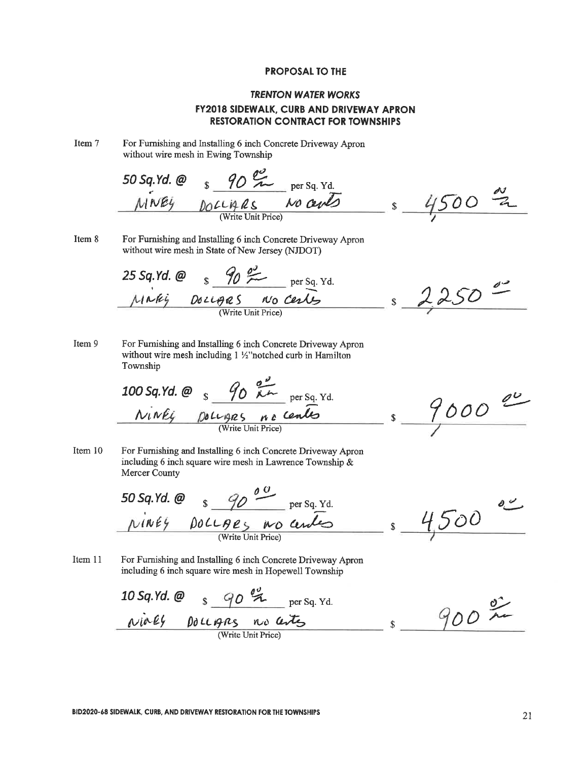**PROPOSAL TO THE**

***TRENTON WATER WORKS***

**FY2018 SIDEWALK, CURB AND DRIVEWAY APRON RESTORATION CONTRACT FOR TOWNSHIPS**

Item 7 For Furnishing and Installing 6 inch Concrete Driveway Apron without wire mesh in Ewing Township

***50 Sq.Yd. @*** $ 90 00 per Sq. Yd.

NINEY DOLLARS NO CENTS (Write Unit Price) $ 4500 00

Item 8 For Furnishing and Installing 6 inch Concrete Driveway Apron without wire mesh in State of New Jersey (NJDOT)

***25 Sq.Yd. @*** $ 90 00 per Sq. Yd.

NINEY DOLLARS NO CENTS (Write Unit Price) $ 2250 00

Item 9 For Furnishing and Installing 6 inch Concrete Driveway Apron without wire mesh including 1 ½"notched curb in Hamilton Township

***100 Sq.Yd. @*** $ 90 00 per Sq. Yd.

NINEY DOLLARS NO CENTS (Write Unit Price) $ 9000 00

Item 10 For Furnishing and Installing 6 inch Concrete Driveway Apron including 6 inch square wire mesh in Lawrence Township & Mercer County

***50 Sq.Yd. @*** $ 90 00 per Sq. Yd.

NINEY DOLLARS NO CENTS (Write Unit Price) $ 4500 00

Item 11 For Furnishing and Installing 6 inch Concrete Driveway Apron including 6 inch square wire mesh in Hopewell Township

***10 Sq.Yd. @*** $ 90 00 per Sq. Yd.

NINEY DOLLARS NO CENTS (Write Unit Price) $ 900 00

**BID2020-68 SIDEWALK, CURB, AND DRIVEWAY RESTORATION FOR THE TOWNSHIPS**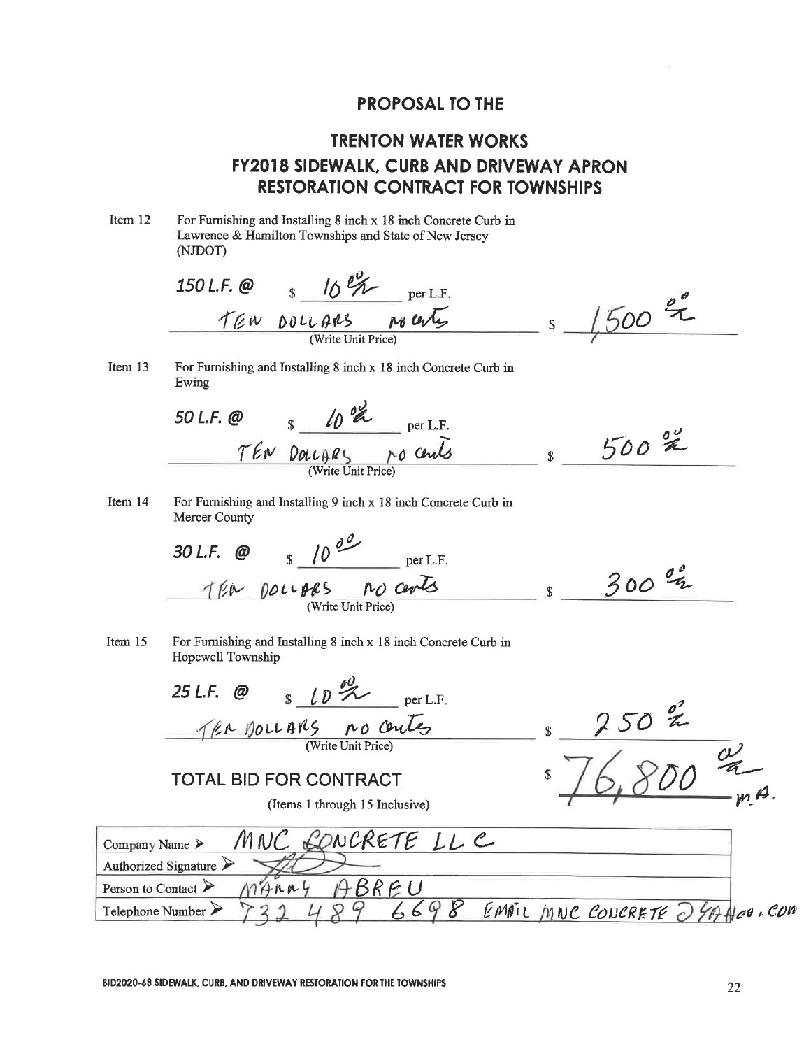# PROPOSAL TO THE

## TRENTON WATER WORKS

## FY2018 SIDEWALK, CURB AND DRIVEWAY APRON RESTORATION CONTRACT FOR TOWNSHIPS

Item 12 For Furnishing and Installing 8 inch x 18 inch Concrete Curb in Lawrence & Hamilton Townships and State of New Jersey (NJDOT)

**150 L.F. @** $ 10 00/100 per L.F.

TEN DOLLARS NO cents
(Write Unit Price) $ 1,500 00/100

Item 13 For Furnishing and Installing 8 inch x 18 inch Concrete Curb in Ewing

**50 L.F. @** $ 10 00/100 per L.F.

TEN DOLLARS NO cents
(Write Unit Price) $ 500 00/100

Item 14 For Furnishing and Installing 9 inch x 18 inch Concrete Curb in Mercer County

**30 L.F. @** $ 10 00 per L.F.

TEN DOLLARS NO cents
(Write Unit Price) $ 300 00/100

Item 15 For Furnishing and Installing 8 inch x 18 inch Concrete Curb in Hopewell Township

**25 L.F. @** $ 10 00/100 per L.F.

TEN DOLLARS NO cents
(Write Unit Price) $ 250 00/100

TOTAL BID FOR CONTRACT $ 76,800 00/100 M.A.

(Items 1 through 15 Inclusive)

| | |
|---|---|
| Company Name ➢ | MNC CONCRETE LLC |
| Authorized Signature ➢ | |
| Person to Contact ➢ | MANNY ABREU |
| Telephone Number ➢ | 732 489 6698 EMAIL MNC CONCRETE @YAHOO.COM |

BID2020-68 SIDEWALK, CURB, AND DRIVEWAY RESTORATION FOR THE TOWNSHIPS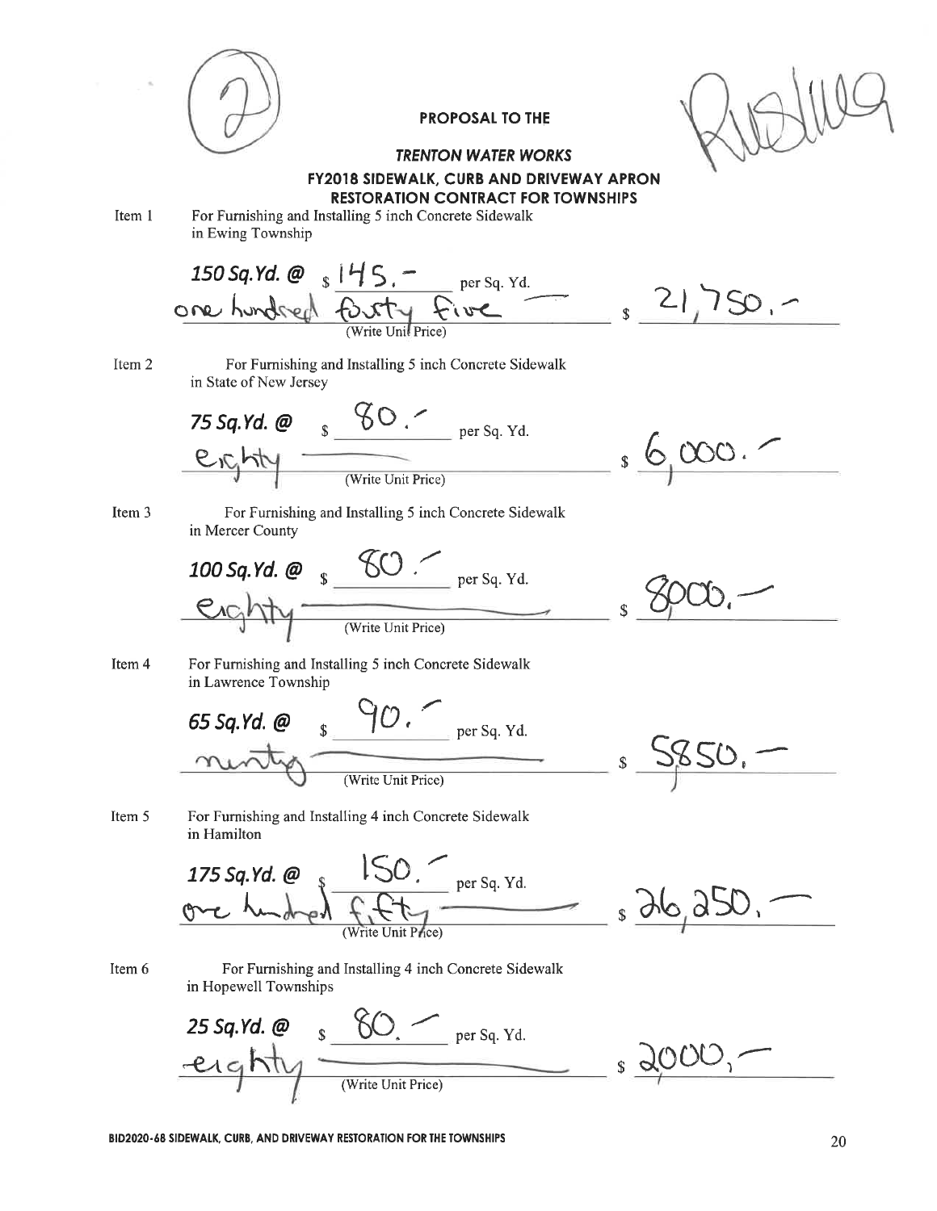(2)

Rusling

**PROPOSAL TO THE**

***TRENTON WATER WORKS***

**FY2018 SIDEWALK, CURB AND DRIVEWAY APRON RESTORATION CONTRACT FOR TOWNSHIPS**

Item 1 For Furnishing and Installing 5 inch Concrete Sidewalk in Ewing Township

***150 Sq.Yd. @*** $ 145.– per Sq. Yd.
one hundred forty five (Write Unit Price) $ 21,750.–

Item 2 For Furnishing and Installing 5 inch Concrete Sidewalk in State of New Jersey

***75 Sq.Yd. @*** $ 80.– per Sq. Yd.
eighty (Write Unit Price) $ 6,000.–

Item 3 For Furnishing and Installing 5 inch Concrete Sidewalk in Mercer County

***100 Sq.Yd. @*** $ 80.– per Sq. Yd.
eighty (Write Unit Price) $ 8000.–

Item 4 For Furnishing and Installing 5 inch Concrete Sidewalk in Lawrence Township

***65 Sq.Yd. @*** $ 90.– per Sq. Yd.
ninety (Write Unit Price) $ 5850.–

Item 5 For Furnishing and Installing 4 inch Concrete Sidewalk in Hamilton

***175 Sq.Yd. @*** $ 150.– per Sq. Yd.
one hundred fifty (Write Unit Price) $ 26,250.–

Item 6 For Furnishing and Installing 4 inch Concrete Sidewalk in Hopewell Townships

***25 Sq.Yd. @*** $ 80.– per Sq. Yd.
eighty (Write Unit Price) $ 2000.–

**BID2020-68 SIDEWALK, CURB, AND DRIVEWAY RESTORATION FOR THE TOWNSHIPS**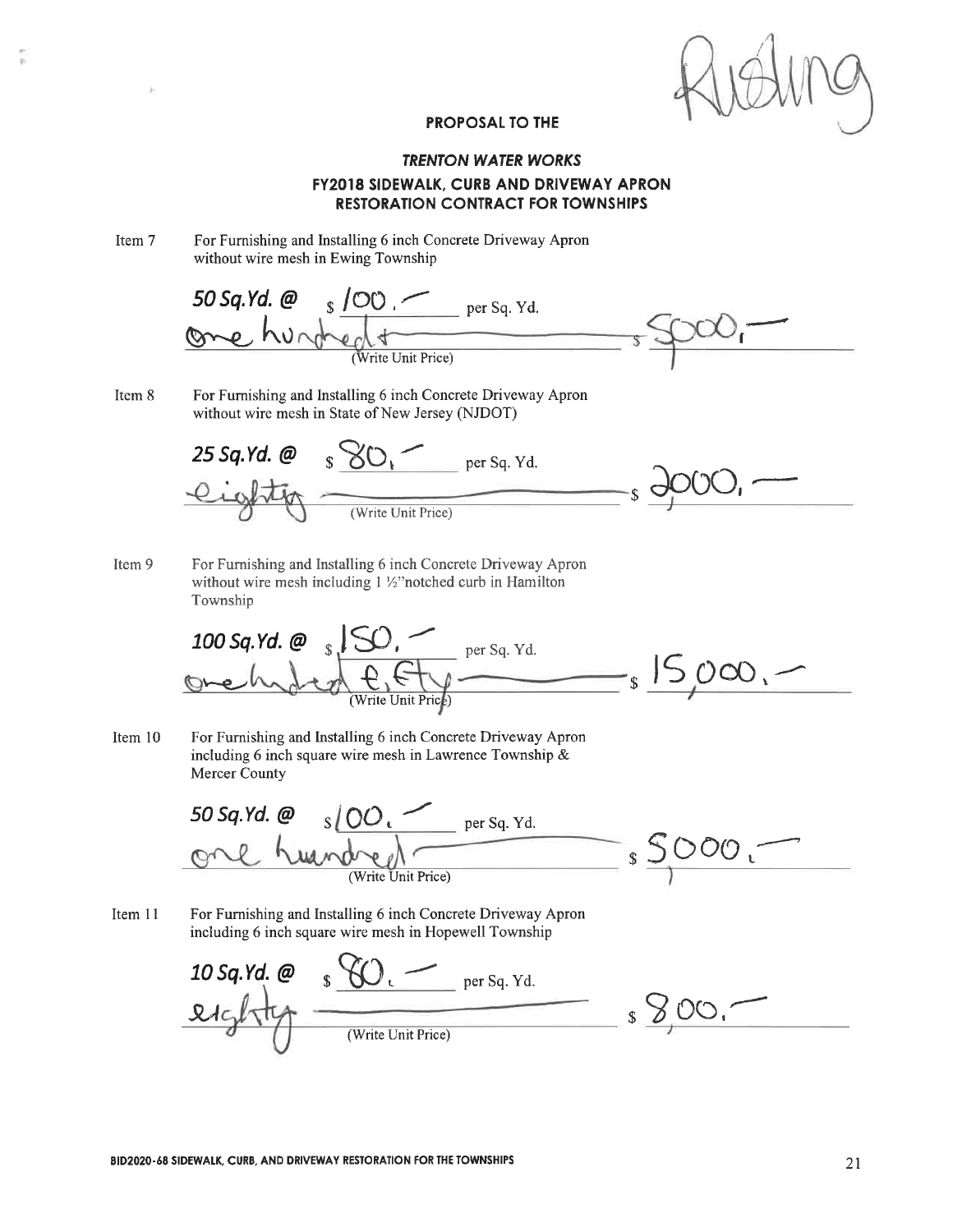Ruding

**PROPOSAL TO THE**

***TRENTON WATER WORKS***

**FY2018 SIDEWALK, CURB AND DRIVEWAY APRON RESTORATION CONTRACT FOR TOWNSHIPS**

Item 7 For Furnishing and Installing 6 inch Concrete Driveway Apron without wire mesh in Ewing Township

***50 Sq.Yd. @*** $ 100.— per Sq. Yd.

one hundred (Write Unit Price) $ 5000.—

Item 8 For Furnishing and Installing 6 inch Concrete Driveway Apron without wire mesh in State of New Jersey (NJDOT)

***25 Sq.Yd. @*** $ 80.— per Sq. Yd.

eighty (Write Unit Price) $ 2000.—

Item 9 For Furnishing and Installing 6 inch Concrete Driveway Apron without wire mesh including 1 ½"notched curb in Hamilton Township

***100 Sq.Yd. @*** $ 150.— per Sq. Yd.

one hundred fifty (Write Unit Price) $ 15,000.—

Item 10 For Furnishing and Installing 6 inch Concrete Driveway Apron including 6 inch square wire mesh in Lawrence Township & Mercer County

***50 Sq.Yd. @*** $ 100.— per Sq. Yd.

one hundred (Write Unit Price) $ 5000.—

Item 11 For Furnishing and Installing 6 inch Concrete Driveway Apron including 6 inch square wire mesh in Hopewell Township

***10 Sq.Yd. @*** $ 80.— per Sq. Yd.

eighty (Write Unit Price) $ 800.—

**BID2020-68 SIDEWALK, CURB, AND DRIVEWAY RESTORATION FOR THE TOWNSHIPS**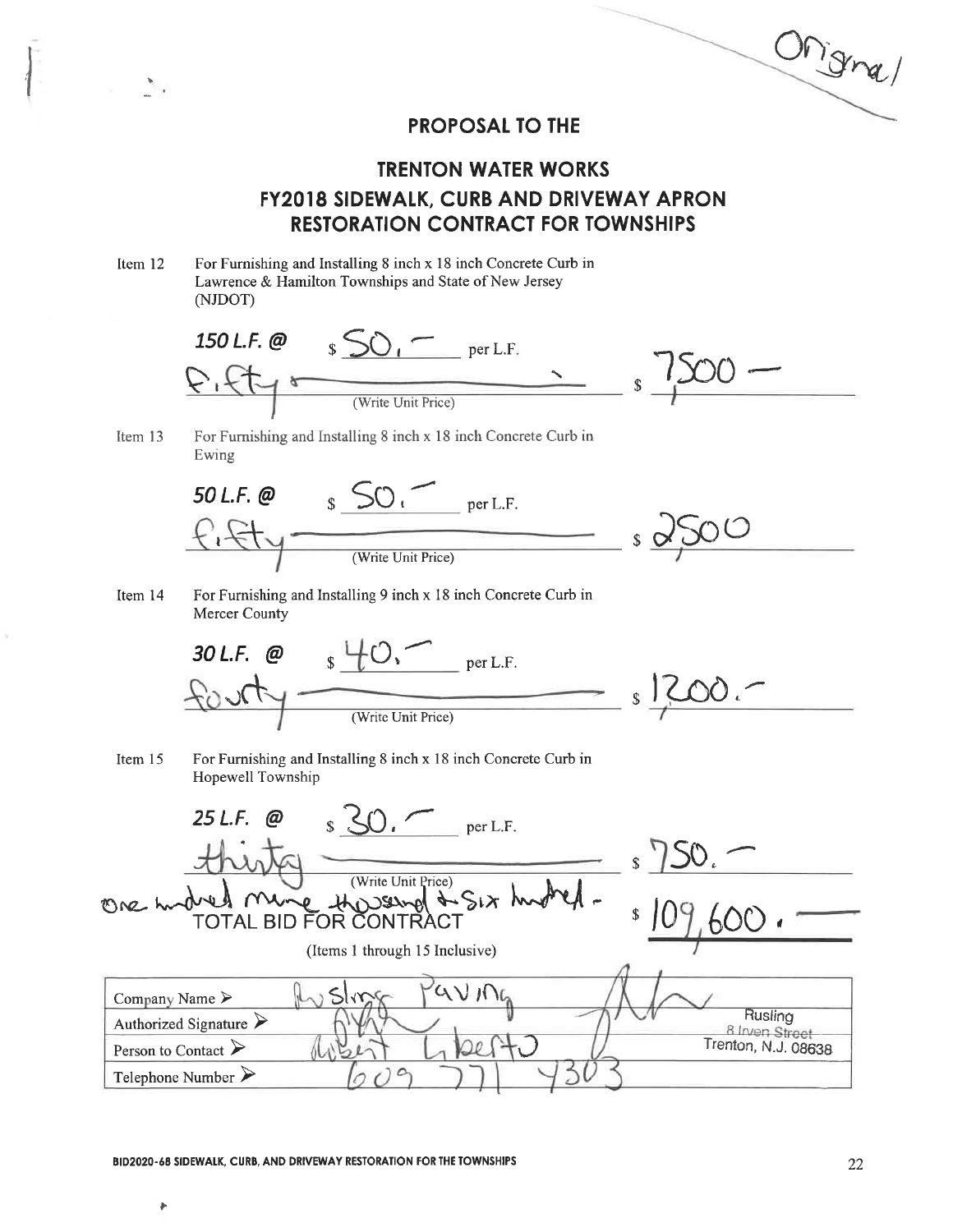Original

## PROPOSAL TO THE

## TRENTON WATER WORKS
## FY2018 SIDEWALK, CURB AND DRIVEWAY APRON RESTORATION CONTRACT FOR TOWNSHIPS

Item 12 For Furnishing and Installing 8 inch x 18 inch Concrete Curb in Lawrence & Hamilton Townships and State of New Jersey (NJDOT)

*150 L.F. @* $ 50.— per L.F.

Fifty (Write Unit Price) $ 7500 —

Item 13 For Furnishing and Installing 8 inch x 18 inch Concrete Curb in Ewing

*50 L.F. @* $ 50.— per L.F.

Fifty (Write Unit Price) $ 2500

Item 14 For Furnishing and Installing 9 inch x 18 inch Concrete Curb in Mercer County

*30 L.F. @* $ 40.— per L.F.

forty (Write Unit Price) $ 1200.—

Item 15 For Furnishing and Installing 8 inch x 18 inch Concrete Curb in Hopewell Township

*25 L.F. @* $ 30.— per L.F.

thirty (Write Unit Price) $ 750.—

One hundred nine thousand & six hundred -
TOTAL BID FOR CONTRACT $ 109,600. —

(Items 1 through 15 Inclusive)

| | |
|---|---|
| Company Name ➢ | Rusling Paving |
| Authorized Signature ➢ | [signature] |
| Person to Contact ➢ | Albert Liberto |
| Telephone Number ➢ | 609 771 4303 |

Rusling
8 Irven Street
Trenton, N.J. 08638

BID2020-68 SIDEWALK, CURB, AND DRIVEWAY RESTORATION FOR THE TOWNSHIPS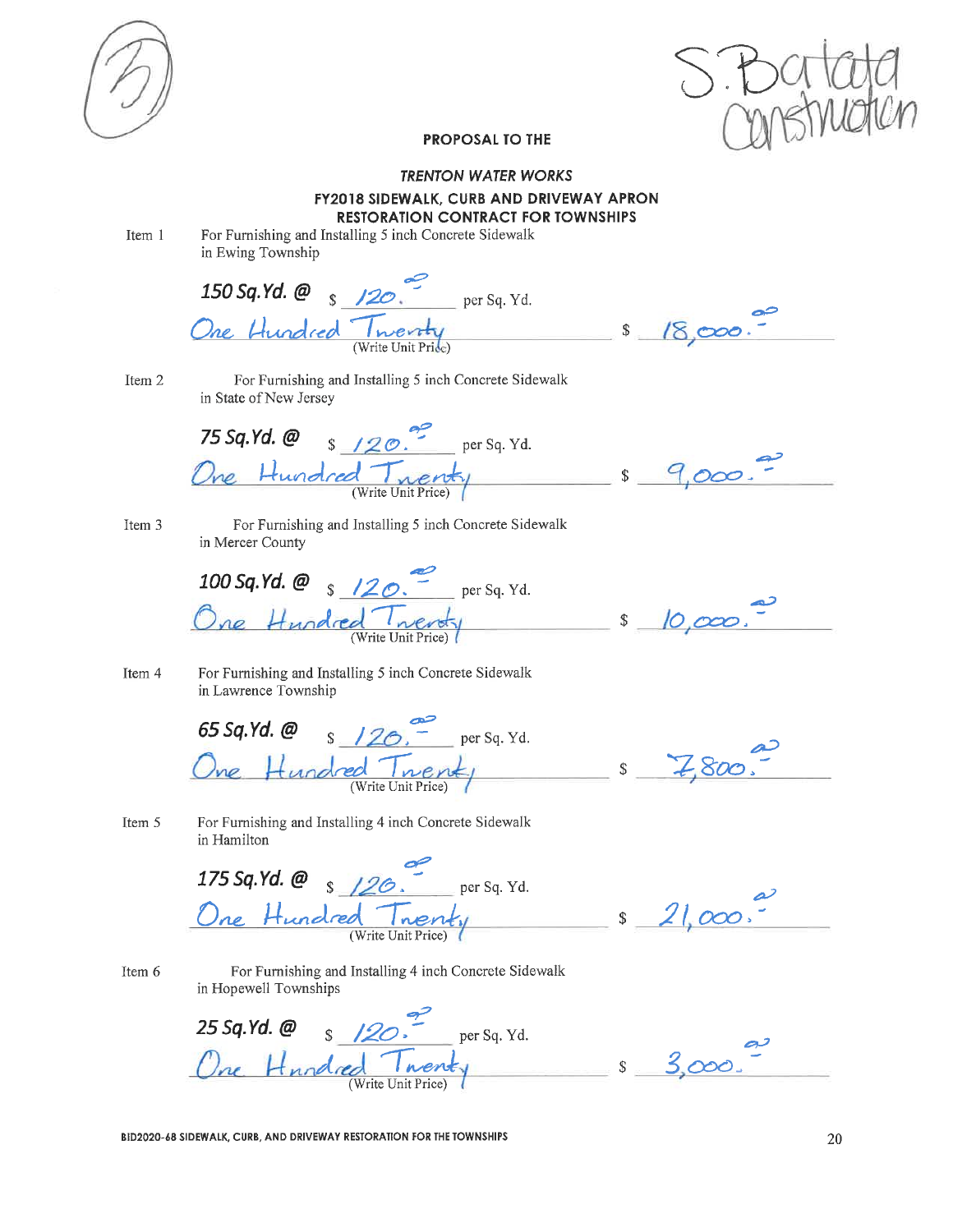(3)

S. Batata Construction

**PROPOSAL TO THE**

***TRENTON WATER WORKS***

**FY2018 SIDEWALK, CURB AND DRIVEWAY APRON RESTORATION CONTRACT FOR TOWNSHIPS**

Item 1 For Furnishing and Installing 5 inch Concrete Sidewalk in Ewing Township

***150 Sq.Yd. @*** $ 120.00 per Sq. Yd.

One Hundred Twenty (Write Unit Price) $ 18,000.00

Item 2 For Furnishing and Installing 5 inch Concrete Sidewalk in State of New Jersey

***75 Sq.Yd. @*** $ 120.00 per Sq. Yd.

One Hundred Twenty (Write Unit Price) $ 9,000.00

Item 3 For Furnishing and Installing 5 inch Concrete Sidewalk in Mercer County

***100 Sq.Yd. @*** $ 120.00 per Sq. Yd.

One Hundred Twenty (Write Unit Price) $ 10,000.00

Item 4 For Furnishing and Installing 5 inch Concrete Sidewalk in Lawrence Township

***65 Sq.Yd. @*** $ 120.00 per Sq. Yd.

One Hundred Twenty (Write Unit Price) $ 7,800.00

Item 5 For Furnishing and Installing 4 inch Concrete Sidewalk in Hamilton

***175 Sq.Yd. @*** $ 120.00 per Sq. Yd.

One Hundred Twenty (Write Unit Price) $ 21,000.00

Item 6 For Furnishing and Installing 4 inch Concrete Sidewalk in Hopewell Townships

***25 Sq.Yd. @*** $ 120.00 per Sq. Yd.

One Hundred Twenty (Write Unit Price) $ 3,000.00

**BID2020-68 SIDEWALK, CURB, AND DRIVEWAY RESTORATION FOR THE TOWNSHIPS**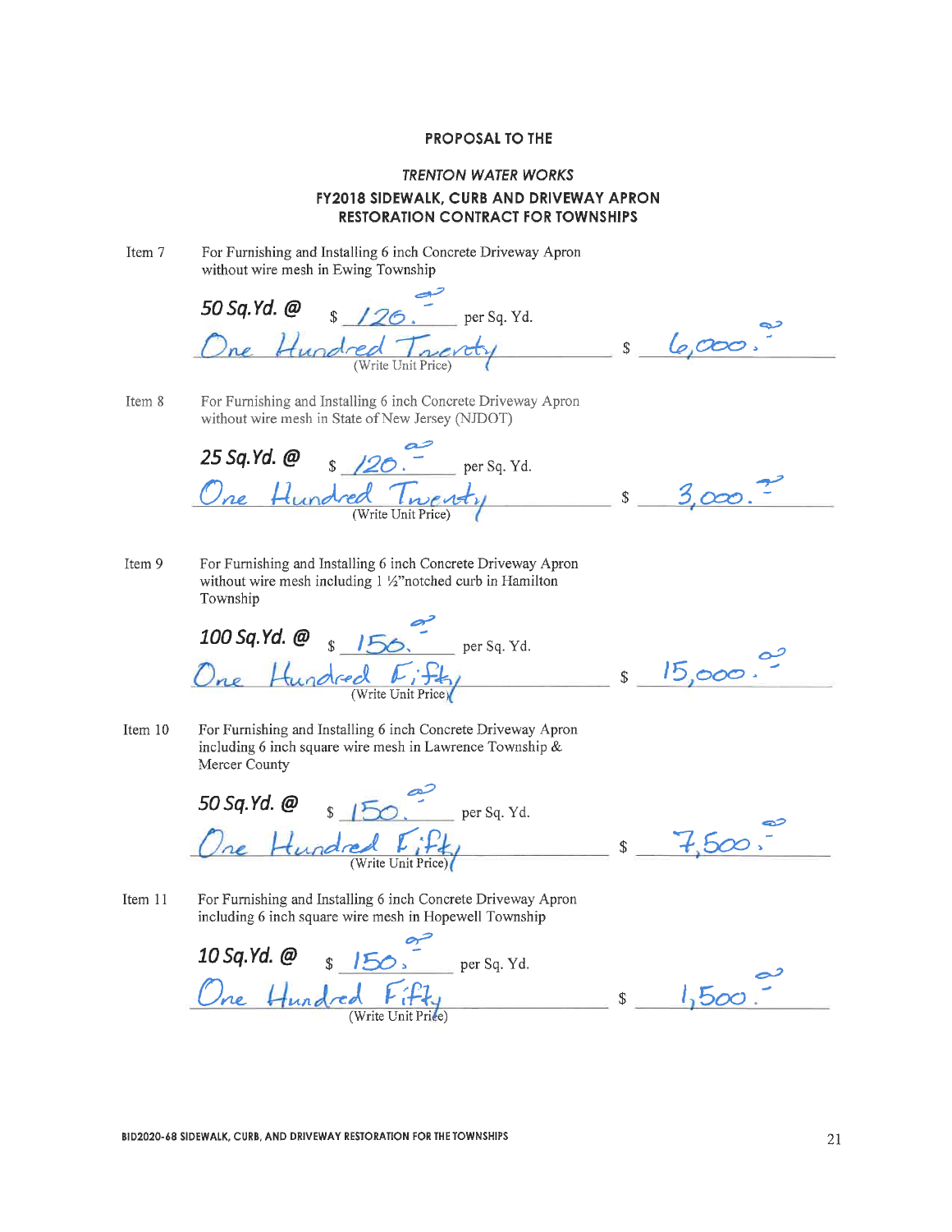**PROPOSAL TO THE**

***TRENTON WATER WORKS***

**FY2018 SIDEWALK, CURB AND DRIVEWAY APRON RESTORATION CONTRACT FOR TOWNSHIPS**

Item 7 For Furnishing and Installing 6 inch Concrete Driveway Apron without wire mesh in Ewing Township

***50 Sq.Yd. @*** $ 120.00 per Sq. Yd.

One Hundred Twenty (Write Unit Price) $ 6,000.00

Item 8 For Furnishing and Installing 6 inch Concrete Driveway Apron without wire mesh in State of New Jersey (NJDOT)

***25 Sq.Yd. @*** $ 120.00 per Sq. Yd.

One Hundred Twenty (Write Unit Price) $ 3,000.00

Item 9 For Furnishing and Installing 6 inch Concrete Driveway Apron without wire mesh including 1 ½"notched curb in Hamilton Township

***100 Sq.Yd. @*** $ 150.00 per Sq. Yd.

One Hundred Fifty (Write Unit Price) $ 15,000.00

Item 10 For Furnishing and Installing 6 inch Concrete Driveway Apron including 6 inch square wire mesh in Lawrence Township & Mercer County

***50 Sq.Yd. @*** $ 150.00 per Sq. Yd.

One Hundred Fifty (Write Unit Price) $ 7,500.00

Item 11 For Furnishing and Installing 6 inch Concrete Driveway Apron including 6 inch square wire mesh in Hopewell Township

***10 Sq.Yd. @*** $ 150.00 per Sq. Yd.

One Hundred Fifty (Write Unit Price) $ 1,500.00

**BID2020-68 SIDEWALK, CURB, AND DRIVEWAY RESTORATION FOR THE TOWNSHIPS**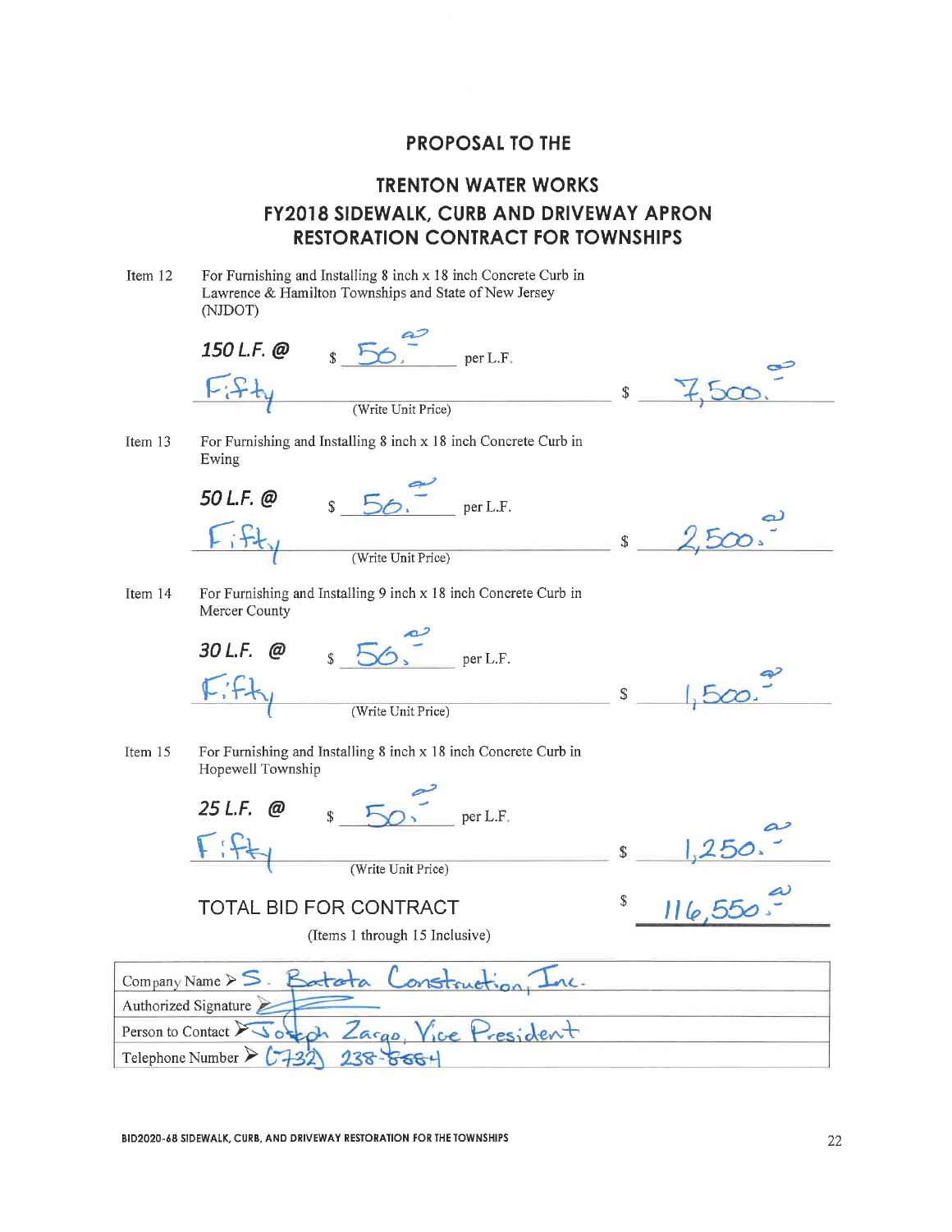## PROPOSAL TO THE

## TRENTON WATER WORKS
## FY2018 SIDEWALK, CURB AND DRIVEWAY APRON RESTORATION CONTRACT FOR TOWNSHIPS

Item 12 For Furnishing and Installing 8 inch x 18 inch Concrete Curb in Lawrence & Hamilton Townships and State of New Jersey (NJDOT)

*150 L.F. @* $ 56.00 per L.F.

Fifty (Write Unit Price) $ 7,500.00

Item 13 For Furnishing and Installing 8 inch x 18 inch Concrete Curb in Ewing

*50 L.F. @* $ 50.00 per L.F.

Fifty (Write Unit Price) $ 2,500.00

Item 14 For Furnishing and Installing 9 inch x 18 inch Concrete Curb in Mercer County

*30 L.F. @* $ 50.00 per L.F.

Fifty (Write Unit Price) $ 1,500.00

Item 15 For Furnishing and Installing 8 inch x 18 inch Concrete Curb in Hopewell Township

*25 L.F. @* $ 50.00 per L.F.

Fifty (Write Unit Price) $ 1,250.00

TOTAL BID FOR CONTRACT $ 116,550.00

(Items 1 through 15 Inclusive)

| | |
|---|---|
| Company Name ➢ | S. Batata Construction, Inc. |
| Authorized Signature ➢ | (signature) |
| Person to Contact ➢ | Joseph Zargo, Vice President |
| Telephone Number ➢ | (732) 238-8884 |

BID2020-68 SIDEWALK, CURB, AND DRIVEWAY RESTORATION FOR THE TOWNSHIPS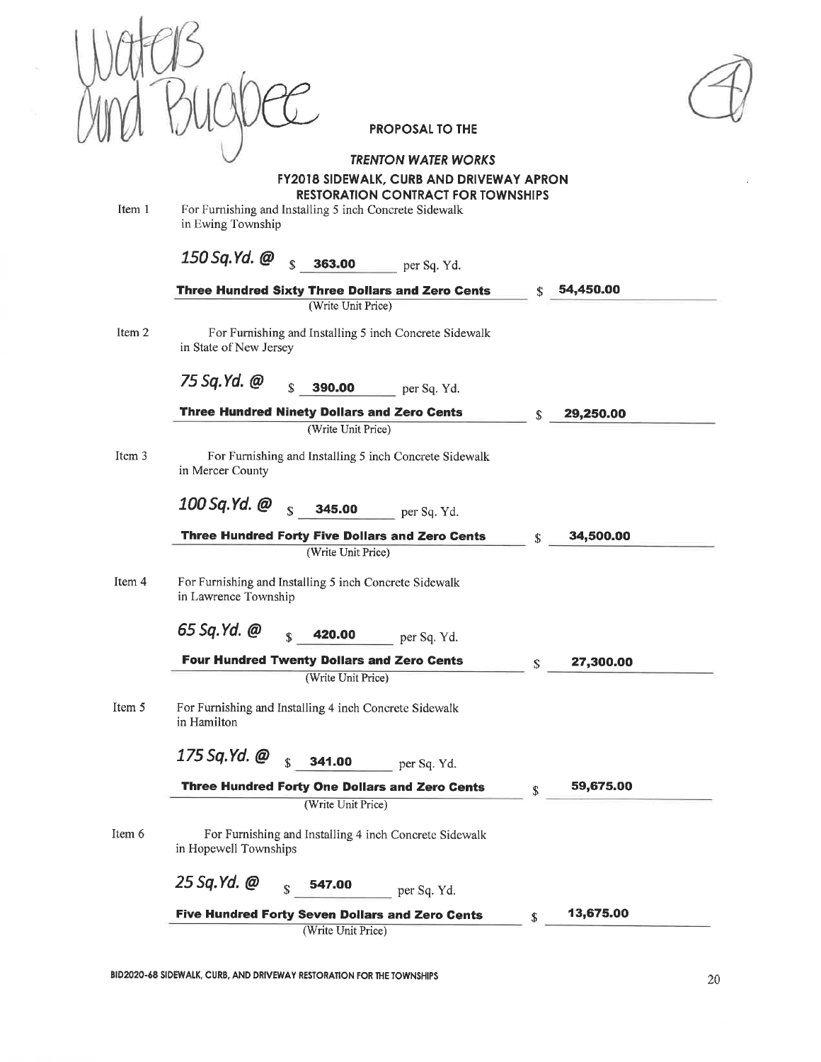Waters and Bugbee

(4)

**PROPOSAL TO THE**

***TRENTON WATER WORKS***

**FY2018 SIDEWALK, CURB AND DRIVEWAY APRON RESTORATION CONTRACT FOR TOWNSHIPS**

Item 1 For Furnishing and Installing 5 inch Concrete Sidewalk in Ewing Township

*150 Sq.Yd. @* $ **363.00** per Sq. Yd.

**Three Hundred Sixty Three Dollars and Zero Cents** $ **54,450.00**
(Write Unit Price)

Item 2 For Furnishing and Installing 5 inch Concrete Sidewalk in State of New Jersey

*75 Sq.Yd. @* $ **390.00** per Sq. Yd.

**Three Hundred Ninety Dollars and Zero Cents** $ **29,250.00**
(Write Unit Price)

Item 3 For Furnishing and Installing 5 inch Concrete Sidewalk in Mercer County

*100 Sq.Yd. @* $ **345.00** per Sq. Yd.

**Three Hundred Forty Five Dollars and Zero Cents** $ **34,500.00**
(Write Unit Price)

Item 4 For Furnishing and Installing 5 inch Concrete Sidewalk in Lawrence Township

*65 Sq.Yd. @* $ **420.00** per Sq. Yd.

**Four Hundred Twenty Dollars and Zero Cents** $ **27,300.00**
(Write Unit Price)

Item 5 For Furnishing and Installing 4 inch Concrete Sidewalk in Hamilton

*175 Sq.Yd. @* $ **341.00** per Sq. Yd.

**Three Hundred Forty One Dollars and Zero Cents** $ **59,675.00**
(Write Unit Price)

Item 6 For Furnishing and Installing 4 inch Concrete Sidewalk in Hopewell Townships

*25 Sq.Yd. @* $ **547.00** per Sq. Yd.

**Five Hundred Forty Seven Dollars and Zero Cents** $ **13,675.00**
(Write Unit Price)

**BID2020-68 SIDEWALK, CURB, AND DRIVEWAY RESTORATION FOR THE TOWNSHIPS**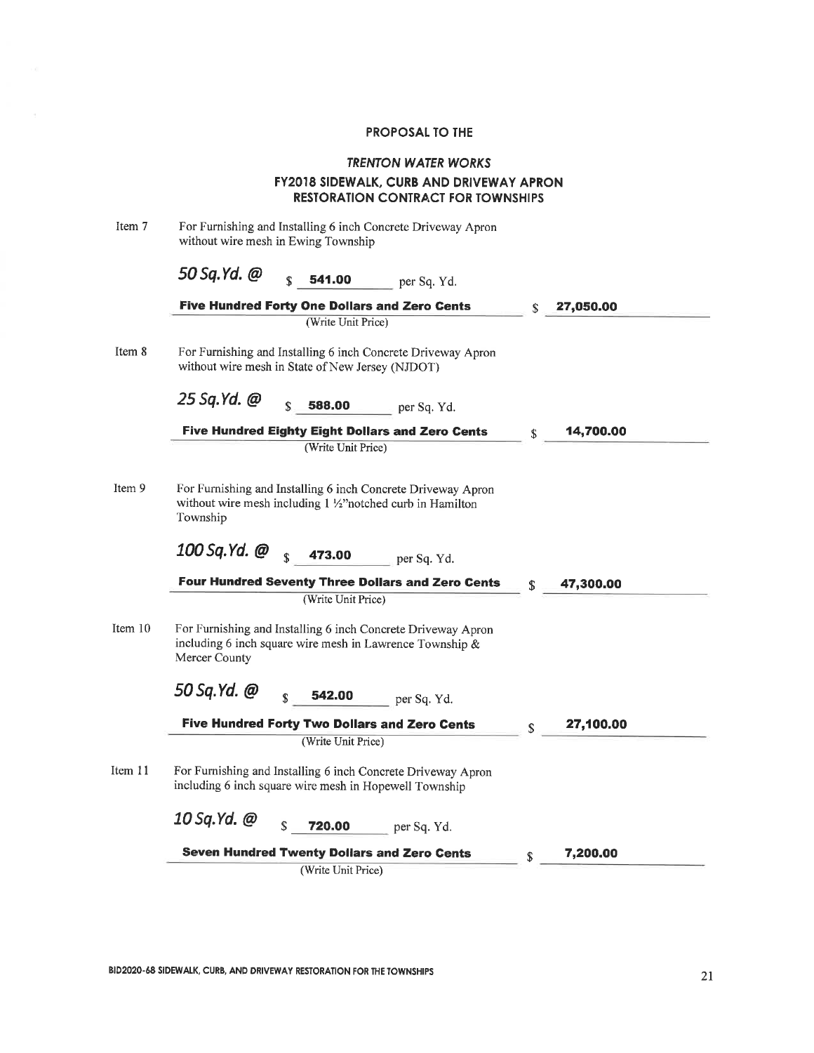**PROPOSAL TO THE**

***TRENTON WATER WORKS***

**FY2018 SIDEWALK, CURB AND DRIVEWAY APRON RESTORATION CONTRACT FOR TOWNSHIPS**

Item 7 For Furnishing and Installing 6 inch Concrete Driveway Apron without wire mesh in Ewing Township

*50 Sq.Yd. @* $ **541.00** per Sq. Yd.

**Five Hundred Forty One Dollars and Zero Cents** $ **27,050.00**

(Write Unit Price)

Item 8 For Furnishing and Installing 6 inch Concrete Driveway Apron without wire mesh in State of New Jersey (NJDOT)

*25 Sq.Yd. @* $ **588.00** per Sq. Yd.

**Five Hundred Eighty Eight Dollars and Zero Cents** $ **14,700.00**

(Write Unit Price)

Item 9 For Furnishing and Installing 6 inch Concrete Driveway Apron without wire mesh including 1 ½"notched curb in Hamilton Township

*100 Sq.Yd. @* $ **473.00** per Sq. Yd.

**Four Hundred Seventy Three Dollars and Zero Cents** $ **47,300.00**

(Write Unit Price)

Item 10 For Furnishing and Installing 6 inch Concrete Driveway Apron including 6 inch square wire mesh in Lawrence Township & Mercer County

*50 Sq.Yd. @* $ **542.00** per Sq. Yd.

**Five Hundred Forty Two Dollars and Zero Cents** $ **27,100.00**

(Write Unit Price)

Item 11 For Furnishing and Installing 6 inch Concrete Driveway Apron including 6 inch square wire mesh in Hopewell Township

*10 Sq.Yd. @* $ **720.00** per Sq. Yd.

**Seven Hundred Twenty Dollars and Zero Cents** $ **7,200.00**

(Write Unit Price)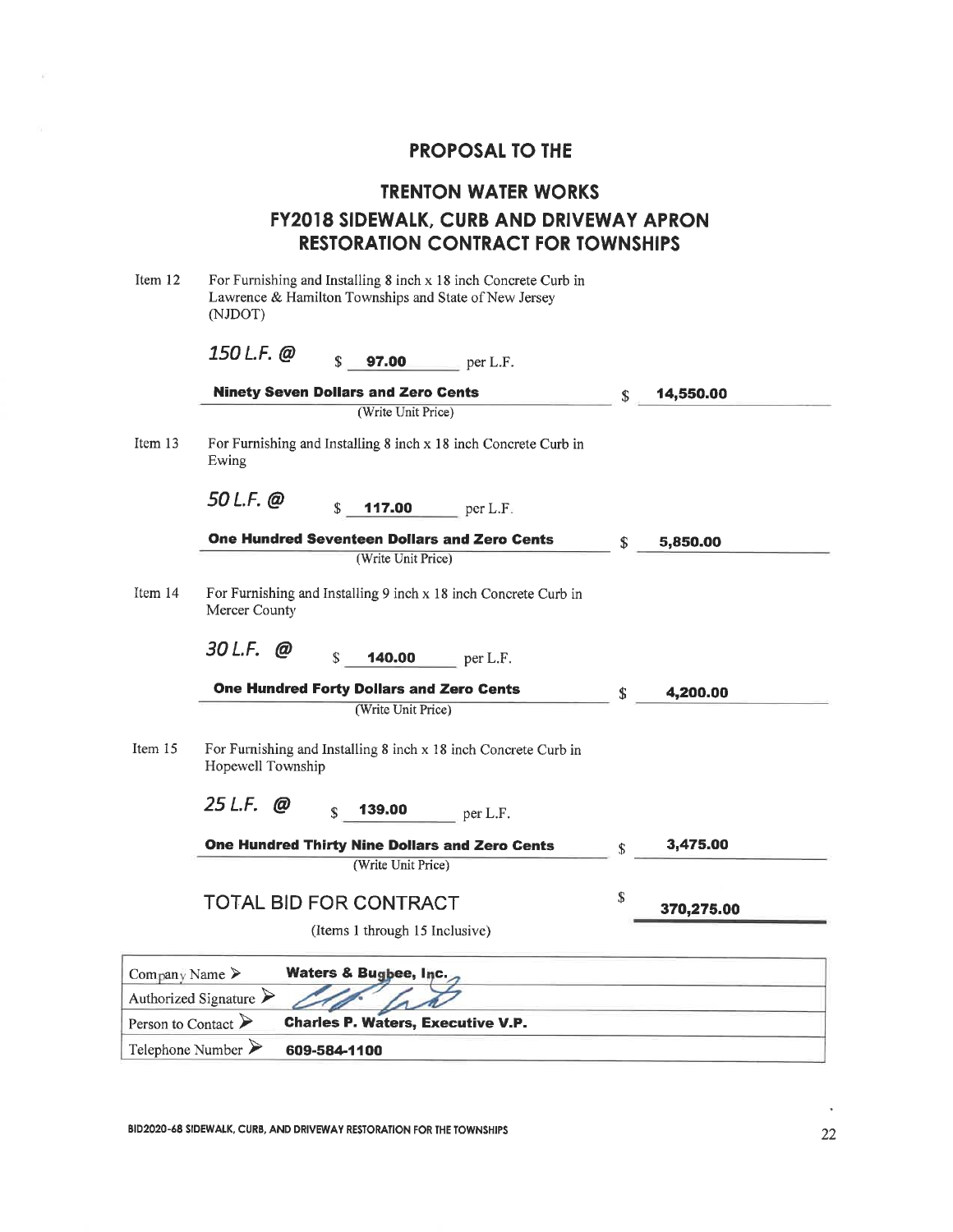## PROPOSAL TO THE

## TRENTON WATER WORKS

## FY2018 SIDEWALK, CURB AND DRIVEWAY APRON RESTORATION CONTRACT FOR TOWNSHIPS

Item 12 For Furnishing and Installing 8 inch x 18 inch Concrete Curb in Lawrence & Hamilton Townships and State of New Jersey (NJDOT)

*150 L.F. @* $ **97.00** per L.F.

**Ninety Seven Dollars and Zero Cents** $ **14,550.00**
(Write Unit Price)

Item 13 For Furnishing and Installing 8 inch x 18 inch Concrete Curb in Ewing

*50 L.F. @* $ **117.00** per L.F.

**One Hundred Seventeen Dollars and Zero Cents** $ **5,850.00**
(Write Unit Price)

Item 14 For Furnishing and Installing 9 inch x 18 inch Concrete Curb in Mercer County

*30 L.F. @* $ **140.00** per L.F.

**One Hundred Forty Dollars and Zero Cents** $ **4,200.00**
(Write Unit Price)

Item 15 For Furnishing and Installing 8 inch x 18 inch Concrete Curb in Hopewell Township

*25 L.F. @* $ **139.00** per L.F.

**One Hundred Thirty Nine Dollars and Zero Cents** $ **3,475.00**
(Write Unit Price)

TOTAL BID FOR CONTRACT $ **370,275.00**
(Items 1 through 15 Inclusive)

| | |
|---|---|
| Company Name ➢ | **Waters & Bugbee, Inc.** |
| Authorized Signature ➢ | *(signature)* |
| Person to Contact ➢ | **Charles P. Waters, Executive V.P.** |
| Telephone Number ➢ | **609-584-1100** |

BID2020-68 SIDEWALK, CURB, AND DRIVEWAY RESTORATION FOR THE TOWNSHIPS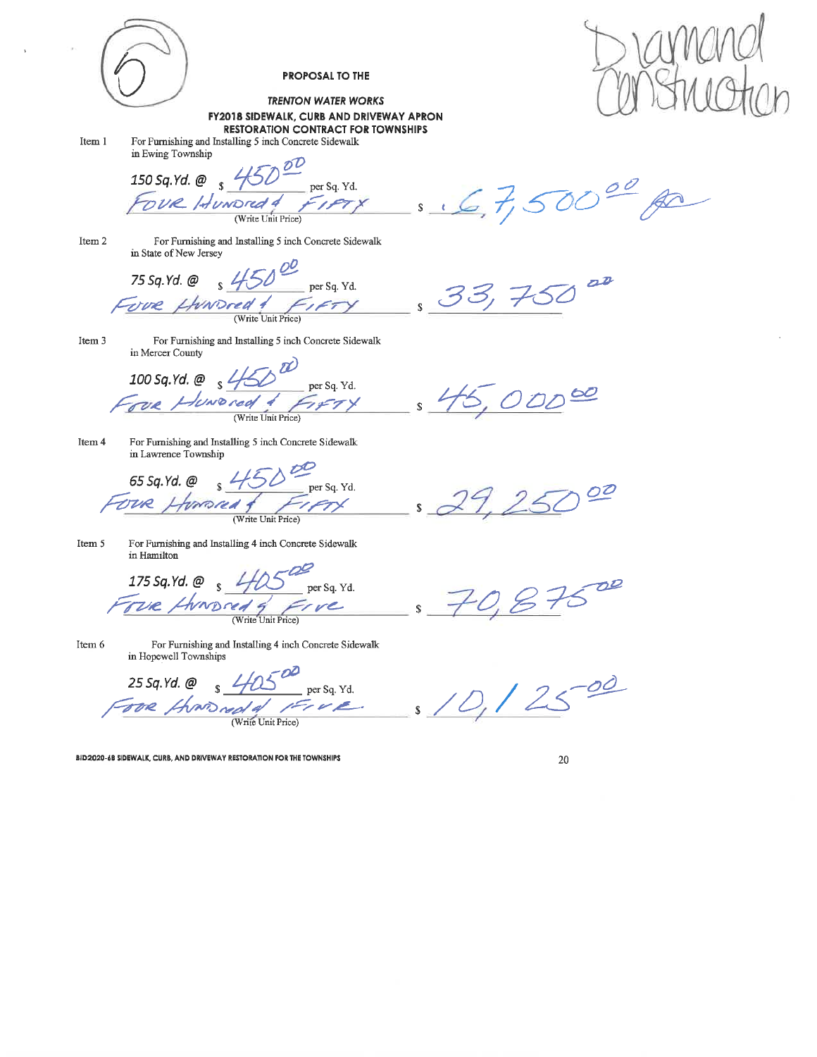6

Diamond Construction

**PROPOSAL TO THE**

***TRENTON WATER WORKS***

**FY2018 SIDEWALK, CURB AND DRIVEWAY APRON RESTORATION CONTRACT FOR TOWNSHIPS**

Item 1 For Furnishing and Installing 5 inch Concrete Sidewalk in Ewing Township

*150 Sq.Yd. @* $ 450.00 per Sq. Yd.
Four Hundred & Fifty (Write Unit Price) $ 67,500.00

Item 2 For Furnishing and Installing 5 inch Concrete Sidewalk in State of New Jersey

*75 Sq.Yd. @* $ 450.00 per Sq. Yd.
Four Hundred & Fifty (Write Unit Price) $ 33,750.00

Item 3 For Furnishing and Installing 5 inch Concrete Sidewalk in Mercer County

*100 Sq.Yd. @* $ 450.00 per Sq. Yd.
Four Hundred & Fifty (Write Unit Price) $ 45,000.00

Item 4 For Furnishing and Installing 5 inch Concrete Sidewalk in Lawrence Township

*65 Sq.Yd. @* $ 450.00 per Sq. Yd.
Four Hundred & Fifty (Write Unit Price) $ 29,250.00

Item 5 For Furnishing and Installing 4 inch Concrete Sidewalk in Hamilton

*175 Sq.Yd. @* $ 405.00 per Sq. Yd.
Four Hundred & Five (Write Unit Price) $ 70,875.00

Item 6 For Furnishing and Installing 4 inch Concrete Sidewalk in Hopewell Townships

*25 Sq.Yd. @* $ 405.00 per Sq. Yd.
Four Hundred & Five (Write Unit Price) $ 10,125.00

BID2020-68 SIDEWALK, CURB, AND DRIVEWAY RESTORATION FOR THE TOWNSHIPS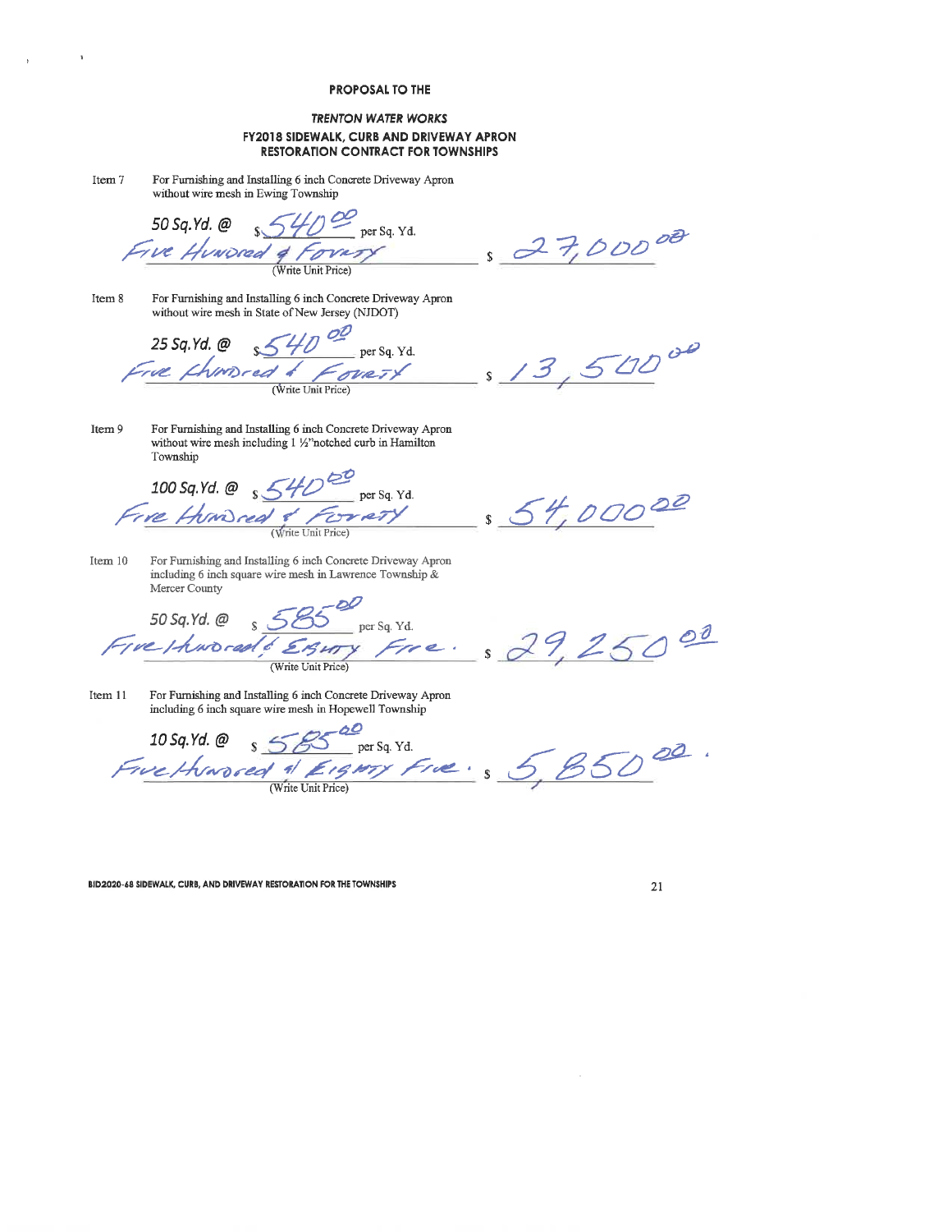**PROPOSAL TO THE**

***TRENTON WATER WORKS***

**FY2018 SIDEWALK, CURB AND DRIVEWAY APRON RESTORATION CONTRACT FOR TOWNSHIPS**

Item 7 For Furnishing and Installing 6 inch Concrete Driveway Apron without wire mesh in Ewing Township

*50 Sq.Yd. @* $540.00 per Sq. Yd.
Five Hundred & Forty (Write Unit Price) $ 27,000.00

Item 8 For Furnishing and Installing 6 inch Concrete Driveway Apron without wire mesh in State of New Jersey (NJDOT)

*25 Sq.Yd. @* $540.00 per Sq. Yd.
Five Hundred & Forty (Write Unit Price) $ 13,500.00

Item 9 For Furnishing and Installing 6 inch Concrete Driveway Apron without wire mesh including 1 ½"notched curb in Hamilton Township

*100 Sq.Yd. @* $540.00 per Sq. Yd.
Five Hundred & Forty (Write Unit Price) $ 54,000.00

Item 10 For Furnishing and Installing 6 inch Concrete Driveway Apron including 6 inch square wire mesh in Lawrence Township & Mercer County

*50 Sq.Yd. @* $585.00 per Sq. Yd.
Five Hundred & Eighty Five. (Write Unit Price) $ 29,250.00

Item 11 For Furnishing and Installing 6 inch Concrete Driveway Apron including 6 inch square wire mesh in Hopewell Township

*10 Sq.Yd. @* $585.00 per Sq. Yd.
Five Hundred & Eighty Five. (Write Unit Price) $ 5,850.00

BID2020-68 SIDEWALK, CURB, AND DRIVEWAY RESTORATION FOR THE TOWNSHIPS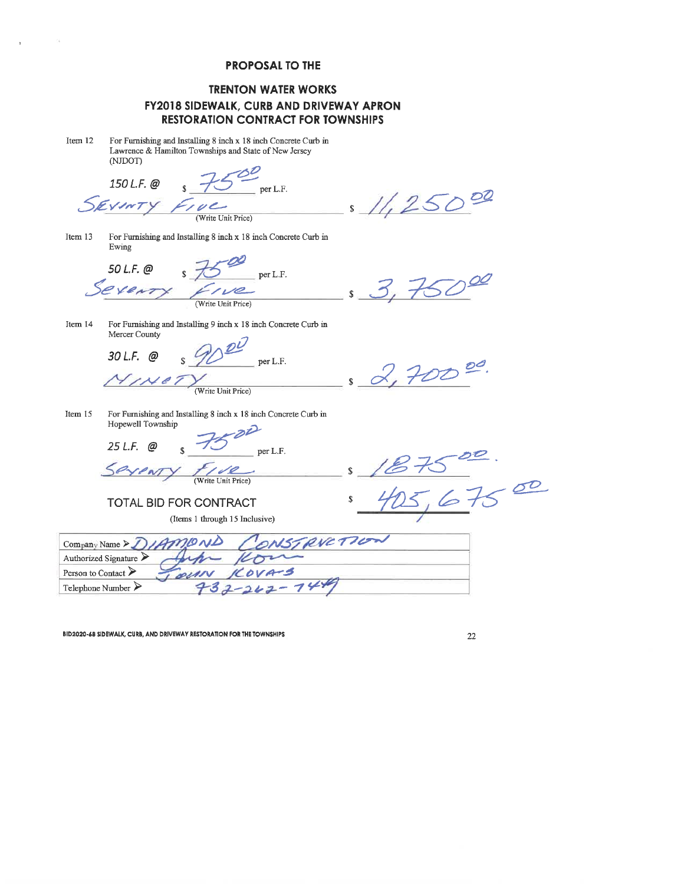**PROPOSAL TO THE**

**TRENTON WATER WORKS**

**FY2018 SIDEWALK, CURB AND DRIVEWAY APRON RESTORATION CONTRACT FOR TOWNSHIPS**

Item 12 For Furnishing and Installing 8 inch x 18 inch Concrete Curb in Lawrence & Hamilton Townships and State of New Jersey (NJDOT)

150 L.F. @ $ 75.00 per L.F.

SEVENTY FIVE (Write Unit Price) $ 11,250.00

Item 13 For Furnishing and Installing 8 inch x 18 inch Concrete Curb in Ewing

50 L.F. @ $ 75.00 per L.F.

Seventy Five (Write Unit Price) $ 3,750.00

Item 14 For Furnishing and Installing 9 inch x 18 inch Concrete Curb in Mercer County

30 L.F. @ $ 90.00 per L.F.

NINETY (Write Unit Price) $ 2,700.00

Item 15 For Furnishing and Installing 8 inch x 18 inch Concrete Curb in Hopewell Township

25 L.F. @ $ 75.00 per L.F.

Seventy Five (Write Unit Price) $ 1875.00

TOTAL BID FOR CONTRACT $ 405,675.00

(Items 1 through 15 Inclusive)

| | |
|---|---|
| Company Name ➢ | DIAMOND CONSTRUCTION |
| Authorized Signature ➢ | John Kov |
| Person to Contact ➢ | JOHN KOVACS |
| Telephone Number ➢ | 732-262-7449 |

BID2020-68 SIDEWALK, CURB, AND DRIVEWAY RESTORATION FOR THE TOWNSHIPS